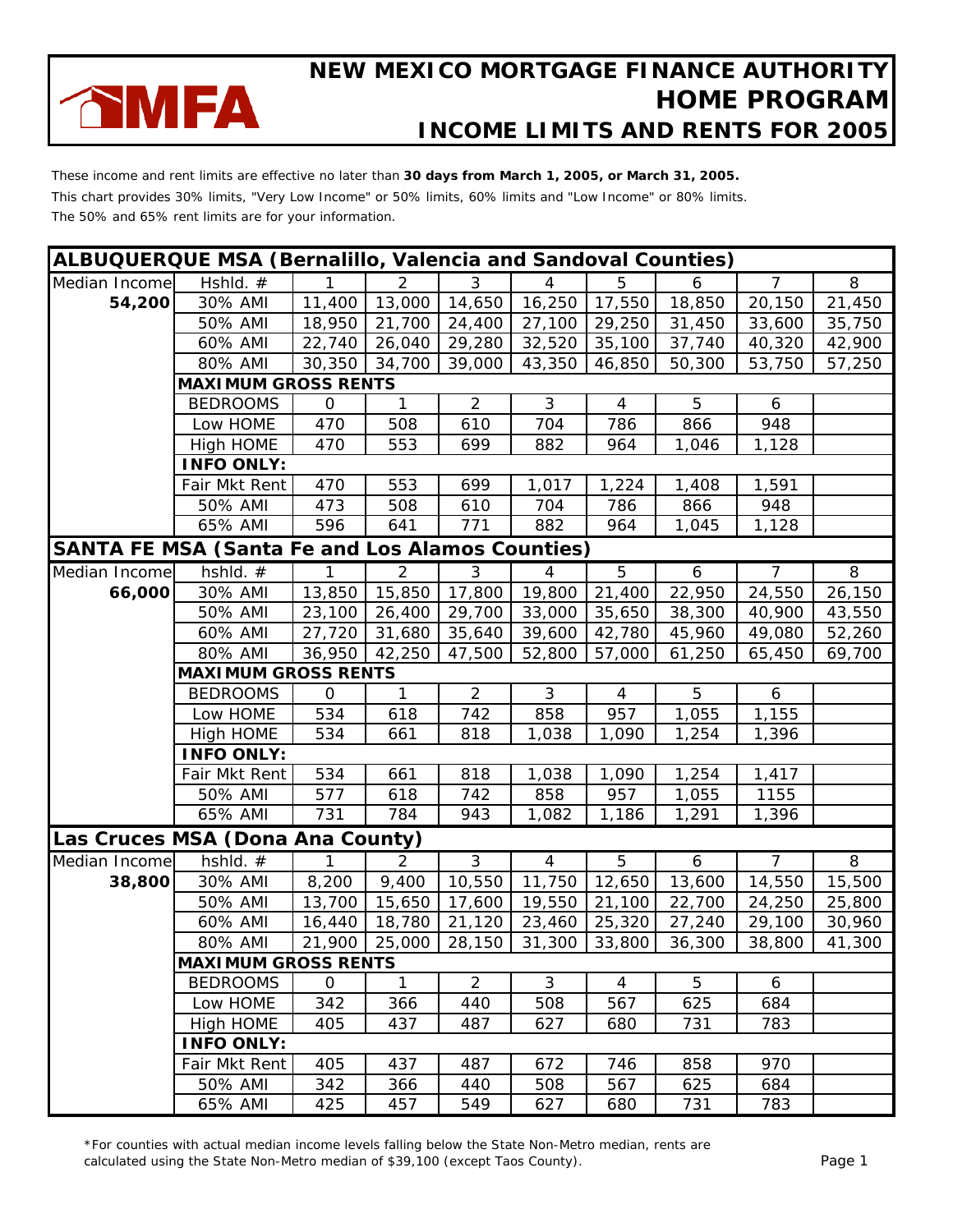# NEW MEXICO MORTGAGE FINANCE AUTHORITY HOME PROGRAM

## INCOME LIMITS AND RENTS FOR 2005

These income and rent limits are effective no later than **30 days from March 1, 2005, or March 31, 2005.**

This chart provides 30% limits, "Very Low Income" or 50% limits, 60% limits and "Low Income" or 80% limits.

The 50% and 65% rent limits are for your information.

### ALBUQUERQUE MSA (Bernalillo, Valencia and Sandoval Counties)

| Median Income | Hshld. # | 1 | 2 | 3 | 4 | 5 | 6 | 7 | 8 |
|---|---|---|---|---|---|---|---|---|---|
| **54,200** | 30% AMI | 11,400 | 13,000 | 14,650 | 16,250 | 17,550 | 18,850 | 20,150 | 21,450 |
| | 50% AMI | 18,950 | 21,700 | 24,400 | 27,100 | 29,250 | 31,450 | 33,600 | 35,750 |
| | 60% AMI | 22,740 | 26,040 | 29,280 | 32,520 | 35,100 | 37,740 | 40,320 | 42,900 |
| | 80% AMI | 30,350 | 34,700 | 39,000 | 43,350 | 46,850 | 50,300 | 53,750 | 57,250 |
| | **MAXIMUM GROSS RENTS** | | | | | | | | |
| | BEDROOMS | 0 | 1 | 2 | 3 | 4 | 5 | 6 | |
| | Low HOME | 470 | 508 | 610 | 704 | 786 | 866 | 948 | |
| | High HOME | 470 | 553 | 699 | 882 | 964 | 1,046 | 1,128 | |
| | **INFO ONLY:** | | | | | | | | |
| | Fair Mkt Rent | 470 | 553 | 699 | 1,017 | 1,224 | 1,408 | 1,591 | |
| | 50% AMI | 473 | 508 | 610 | 704 | 786 | 866 | 948 | |
| | 65% AMI | 596 | 641 | 771 | 882 | 964 | 1,045 | 1,128 | |

### SANTA FE MSA (Santa Fe and Los Alamos Counties)

| Median Income | hshld. # | 1 | 2 | 3 | 4 | 5 | 6 | 7 | 8 |
|---|---|---|---|---|---|---|---|---|---|
| **66,000** | 30% AMI | 13,850 | 15,850 | 17,800 | 19,800 | 21,400 | 22,950 | 24,550 | 26,150 |
| | 50% AMI | 23,100 | 26,400 | 29,700 | 33,000 | 35,650 | 38,300 | 40,900 | 43,550 |
| | 60% AMI | 27,720 | 31,680 | 35,640 | 39,600 | 42,780 | 45,960 | 49,080 | 52,260 |
| | 80% AMI | 36,950 | 42,250 | 47,500 | 52,800 | 57,000 | 61,250 | 65,450 | 69,700 |
| | **MAXIMUM GROSS RENTS** | | | | | | | | |
| | BEDROOMS | 0 | 1 | 2 | 3 | 4 | 5 | 6 | |
| | Low HOME | 534 | 618 | 742 | 858 | 957 | 1,055 | 1,155 | |
| | High HOME | 534 | 661 | 818 | 1,038 | 1,090 | 1,254 | 1,396 | |
| | **INFO ONLY:** | | | | | | | | |
| | Fair Mkt Rent | 534 | 661 | 818 | 1,038 | 1,090 | 1,254 | 1,417 | |
| | 50% AMI | 577 | 618 | 742 | 858 | 957 | 1,055 | 1155 | |
| | 65% AMI | 731 | 784 | 943 | 1,082 | 1,186 | 1,291 | 1,396 | |

### Las Cruces MSA (Dona Ana County)

| Median Income | hshld. # | 1 | 2 | 3 | 4 | 5 | 6 | 7 | 8 |
|---|---|---|---|---|---|---|---|---|---|
| **38,800** | 30% AMI | 8,200 | 9,400 | 10,550 | 11,750 | 12,650 | 13,600 | 14,550 | 15,500 |
| | 50% AMI | 13,700 | 15,650 | 17,600 | 19,550 | 21,100 | 22,700 | 24,250 | 25,800 |
| | 60% AMI | 16,440 | 18,780 | 21,120 | 23,460 | 25,320 | 27,240 | 29,100 | 30,960 |
| | 80% AMI | 21,900 | 25,000 | 28,150 | 31,300 | 33,800 | 36,300 | 38,800 | 41,300 |
| | **MAXIMUM GROSS RENTS** | | | | | | | | |
| | BEDROOMS | 0 | 1 | 2 | 3 | 4 | 5 | 6 | |
| | Low HOME | 342 | 366 | 440 | 508 | 567 | 625 | 684 | |
| | High HOME | 405 | 437 | 487 | 627 | 680 | 731 | 783 | |
| | **INFO ONLY:** | | | | | | | | |
| | Fair Mkt Rent | 405 | 437 | 487 | 672 | 746 | 858 | 970 | |
| | 50% AMI | 342 | 366 | 440 | 508 | 567 | 625 | 684 | |
| | 65% AMI | 425 | 457 | 549 | 627 | 680 | 731 | 783 | |

*For counties with actual median income levels falling below the State Non-Metro median, rents are calculated using the State Non-Metro median of $39,100 (except Taos County).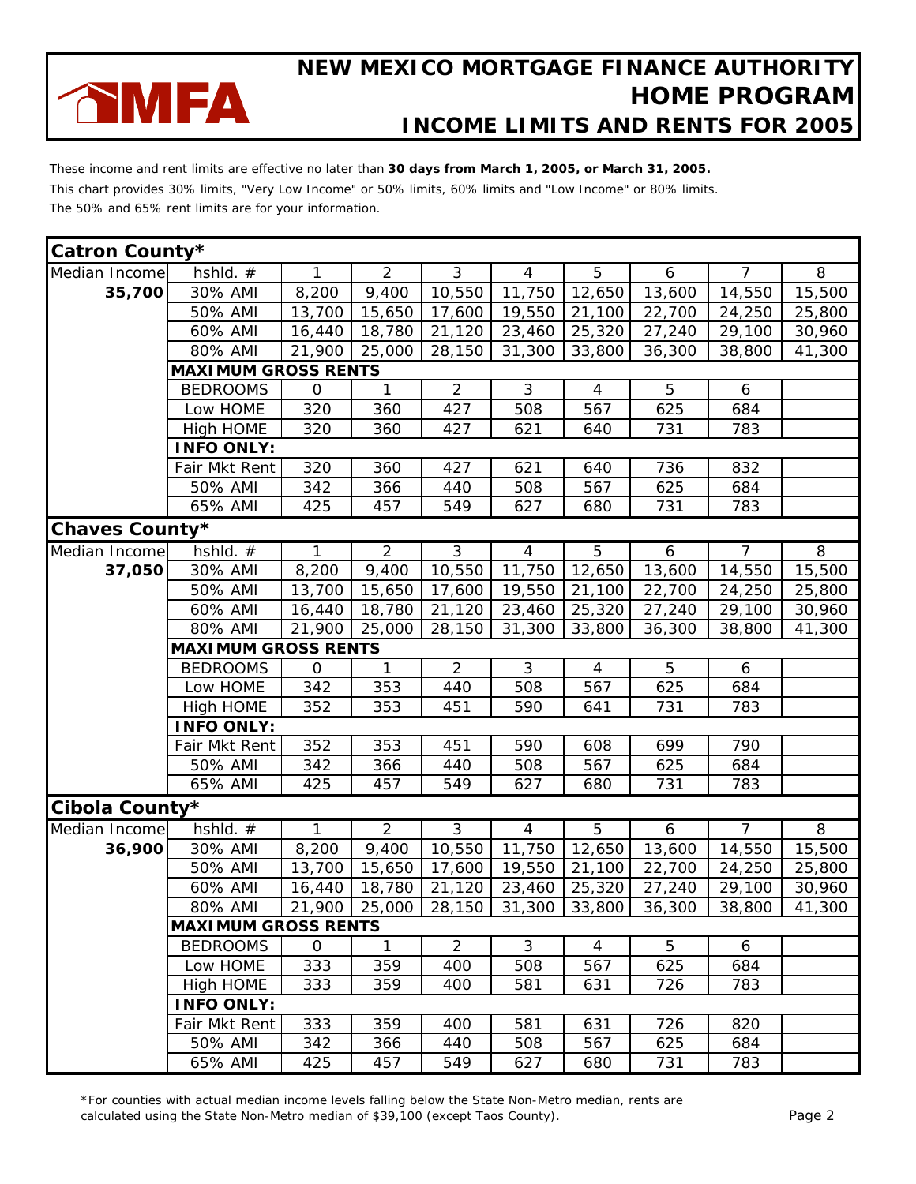# NEW MEXICO MORTGAGE FINANCE AUTHORITY HOME PROGRAM

## INCOME LIMITS AND RENTS FOR 2005

These income and rent limits are effective no later than **30 days from March 1, 2005, or March 31, 2005.**

This chart provides 30% limits, "Very Low Income" or 50% limits, 60% limits and "Low Income" or 80% limits.

The 50% and 65% rent limits are for your information.

| Catron County* | | | | | | | | | |
|---|---|---|---|---|---|---|---|---|---|
| Median Income | hshld. # | 1 | 2 | 3 | 4 | 5 | 6 | 7 | 8 |
| **35,700** | 30% AMI | 8,200 | 9,400 | 10,550 | 11,750 | 12,650 | 13,600 | 14,550 | 15,500 |
| | 50% AMI | 13,700 | 15,650 | 17,600 | 19,550 | 21,100 | 22,700 | 24,250 | 25,800 |
| | 60% AMI | 16,440 | 18,780 | 21,120 | 23,460 | 25,320 | 27,240 | 29,100 | 30,960 |
| | 80% AMI | 21,900 | 25,000 | 28,150 | 31,300 | 33,800 | 36,300 | 38,800 | 41,300 |
| | **MAXIMUM GROSS RENTS** | | | | | | | | |
| | BEDROOMS | 0 | 1 | 2 | 3 | 4 | 5 | 6 | |
| | Low HOME | 320 | 360 | 427 | 508 | 567 | 625 | 684 | |
| | High HOME | 320 | 360 | 427 | 621 | 640 | 731 | 783 | |
| | **INFO ONLY:** | | | | | | | | |
| | Fair Mkt Rent | 320 | 360 | 427 | 621 | 640 | 736 | 832 | |
| | 50% AMI | 342 | 366 | 440 | 508 | 567 | 625 | 684 | |
| | 65% AMI | 425 | 457 | 549 | 627 | 680 | 731 | 783 | |

| Chaves County* | | | | | | | | | |
|---|---|---|---|---|---|---|---|---|---|
| Median Income | hshld. # | 1 | 2 | 3 | 4 | 5 | 6 | 7 | 8 |
| **37,050** | 30% AMI | 8,200 | 9,400 | 10,550 | 11,750 | 12,650 | 13,600 | 14,550 | 15,500 |
| | 50% AMI | 13,700 | 15,650 | 17,600 | 19,550 | 21,100 | 22,700 | 24,250 | 25,800 |
| | 60% AMI | 16,440 | 18,780 | 21,120 | 23,460 | 25,320 | 27,240 | 29,100 | 30,960 |
| | 80% AMI | 21,900 | 25,000 | 28,150 | 31,300 | 33,800 | 36,300 | 38,800 | 41,300 |
| | **MAXIMUM GROSS RENTS** | | | | | | | | |
| | BEDROOMS | 0 | 1 | 2 | 3 | 4 | 5 | 6 | |
| | Low HOME | 342 | 353 | 440 | 508 | 567 | 625 | 684 | |
| | High HOME | 352 | 353 | 451 | 590 | 641 | 731 | 783 | |
| | **INFO ONLY:** | | | | | | | | |
| | Fair Mkt Rent | 352 | 353 | 451 | 590 | 608 | 699 | 790 | |
| | 50% AMI | 342 | 366 | 440 | 508 | 567 | 625 | 684 | |
| | 65% AMI | 425 | 457 | 549 | 627 | 680 | 731 | 783 | |

| Cibola County* | | | | | | | | | |
|---|---|---|---|---|---|---|---|---|---|
| Median Income | hshld. # | 1 | 2 | 3 | 4 | 5 | 6 | 7 | 8 |
| **36,900** | 30% AMI | 8,200 | 9,400 | 10,550 | 11,750 | 12,650 | 13,600 | 14,550 | 15,500 |
| | 50% AMI | 13,700 | 15,650 | 17,600 | 19,550 | 21,100 | 22,700 | 24,250 | 25,800 |
| | 60% AMI | 16,440 | 18,780 | 21,120 | 23,460 | 25,320 | 27,240 | 29,100 | 30,960 |
| | 80% AMI | 21,900 | 25,000 | 28,150 | 31,300 | 33,800 | 36,300 | 38,800 | 41,300 |
| | **MAXIMUM GROSS RENTS** | | | | | | | | |
| | BEDROOMS | 0 | 1 | 2 | 3 | 4 | 5 | 6 | |
| | Low HOME | 333 | 359 | 400 | 508 | 567 | 625 | 684 | |
| | High HOME | 333 | 359 | 400 | 581 | 631 | 726 | 783 | |
| | **INFO ONLY:** | | | | | | | | |
| | Fair Mkt Rent | 333 | 359 | 400 | 581 | 631 | 726 | 820 | |
| | 50% AMI | 342 | 366 | 440 | 508 | 567 | 625 | 684 | |
| | 65% AMI | 425 | 457 | 549 | 627 | 680 | 731 | 783 | |

*For counties with actual median income levels falling below the State Non-Metro median, rents are calculated using the State Non-Metro median of $39,100 (except Taos County).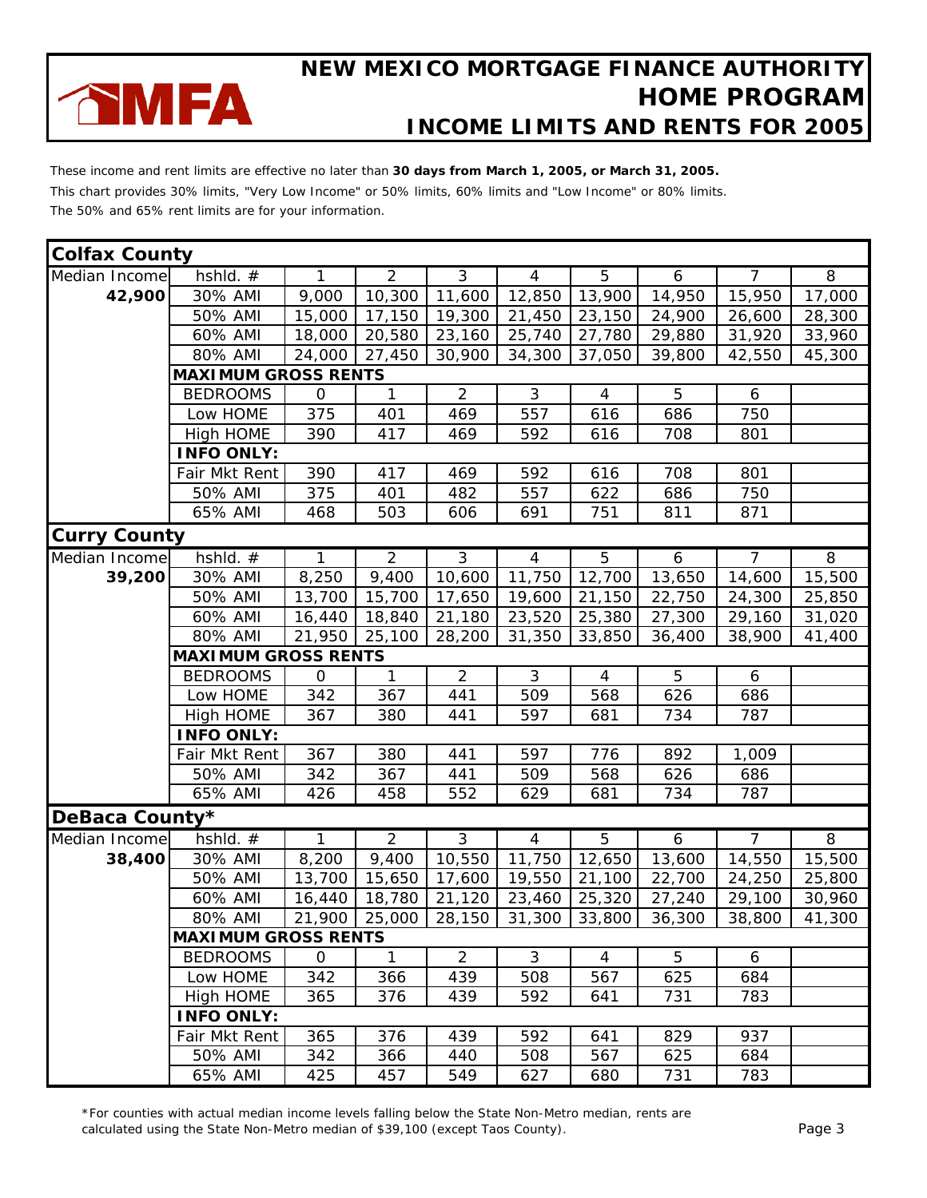# NEW MEXICO MORTGAGE FINANCE AUTHORITY HOME PROGRAM

## INCOME LIMITS AND RENTS FOR 2005

These income and rent limits are effective no later than **30 days from March 1, 2005, or March 31, 2005.**

This chart provides 30% limits, "Very Low Income" or 50% limits, 60% limits and "Low Income" or 80% limits.

The 50% and 65% rent limits are for your information.

### Colfax County

| Median Income | hshld. # | 1 | 2 | 3 | 4 | 5 | 6 | 7 | 8 |
|---|---|---|---|---|---|---|---|---|---|
| **42,900** | 30% AMI | 9,000 | 10,300 | 11,600 | 12,850 | 13,900 | 14,950 | 15,950 | 17,000 |
| | 50% AMI | 15,000 | 17,150 | 19,300 | 21,450 | 23,150 | 24,900 | 26,600 | 28,300 |
| | 60% AMI | 18,000 | 20,580 | 23,160 | 25,740 | 27,780 | 29,880 | 31,920 | 33,960 |
| | 80% AMI | 24,000 | 27,450 | 30,900 | 34,300 | 37,050 | 39,800 | 42,550 | 45,300 |
| | **MAXIMUM GROSS RENTS** | | | | | | | | |
| | BEDROOMS | 0 | 1 | 2 | 3 | 4 | 5 | 6 | |
| | Low HOME | 375 | 401 | 469 | 557 | 616 | 686 | 750 | |
| | High HOME | 390 | 417 | 469 | 592 | 616 | 708 | 801 | |
| | **INFO ONLY:** | | | | | | | | |
| | Fair Mkt Rent | 390 | 417 | 469 | 592 | 616 | 708 | 801 | |
| | 50% AMI | 375 | 401 | 482 | 557 | 622 | 686 | 750 | |
| | 65% AMI | 468 | 503 | 606 | 691 | 751 | 811 | 871 | |

### Curry County

| Median Income | hshld. # | 1 | 2 | 3 | 4 | 5 | 6 | 7 | 8 |
|---|---|---|---|---|---|---|---|---|---|
| **39,200** | 30% AMI | 8,250 | 9,400 | 10,600 | 11,750 | 12,700 | 13,650 | 14,600 | 15,500 |
| | 50% AMI | 13,700 | 15,700 | 17,650 | 19,600 | 21,150 | 22,750 | 24,300 | 25,850 |
| | 60% AMI | 16,440 | 18,840 | 21,180 | 23,520 | 25,380 | 27,300 | 29,160 | 31,020 |
| | 80% AMI | 21,950 | 25,100 | 28,200 | 31,350 | 33,850 | 36,400 | 38,900 | 41,400 |
| | **MAXIMUM GROSS RENTS** | | | | | | | | |
| | BEDROOMS | 0 | 1 | 2 | 3 | 4 | 5 | 6 | |
| | Low HOME | 342 | 367 | 441 | 509 | 568 | 626 | 686 | |
| | High HOME | 367 | 380 | 441 | 597 | 681 | 734 | 787 | |
| | **INFO ONLY:** | | | | | | | | |
| | Fair Mkt Rent | 367 | 380 | 441 | 597 | 776 | 892 | 1,009 | |
| | 50% AMI | 342 | 367 | 441 | 509 | 568 | 626 | 686 | |
| | 65% AMI | 426 | 458 | 552 | 629 | 681 | 734 | 787 | |

### DeBaca County*

| Median Income | hshld. # | 1 | 2 | 3 | 4 | 5 | 6 | 7 | 8 |
|---|---|---|---|---|---|---|---|---|---|
| **38,400** | 30% AMI | 8,200 | 9,400 | 10,550 | 11,750 | 12,650 | 13,600 | 14,550 | 15,500 |
| | 50% AMI | 13,700 | 15,650 | 17,600 | 19,550 | 21,100 | 22,700 | 24,250 | 25,800 |
| | 60% AMI | 16,440 | 18,780 | 21,120 | 23,460 | 25,320 | 27,240 | 29,100 | 30,960 |
| | 80% AMI | 21,900 | 25,000 | 28,150 | 31,300 | 33,800 | 36,300 | 38,800 | 41,300 |
| | **MAXIMUM GROSS RENTS** | | | | | | | | |
| | BEDROOMS | 0 | 1 | 2 | 3 | 4 | 5 | 6 | |
| | Low HOME | 342 | 366 | 439 | 508 | 567 | 625 | 684 | |
| | High HOME | 365 | 376 | 439 | 592 | 641 | 731 | 783 | |
| | **INFO ONLY:** | | | | | | | | |
| | Fair Mkt Rent | 365 | 376 | 439 | 592 | 641 | 829 | 937 | |
| | 50% AMI | 342 | 366 | 440 | 508 | 567 | 625 | 684 | |
| | 65% AMI | 425 | 457 | 549 | 627 | 680 | 731 | 783 | |

*For counties with actual median income levels falling below the State Non-Metro median, rents are calculated using the State Non-Metro median of $39,100 (except Taos County).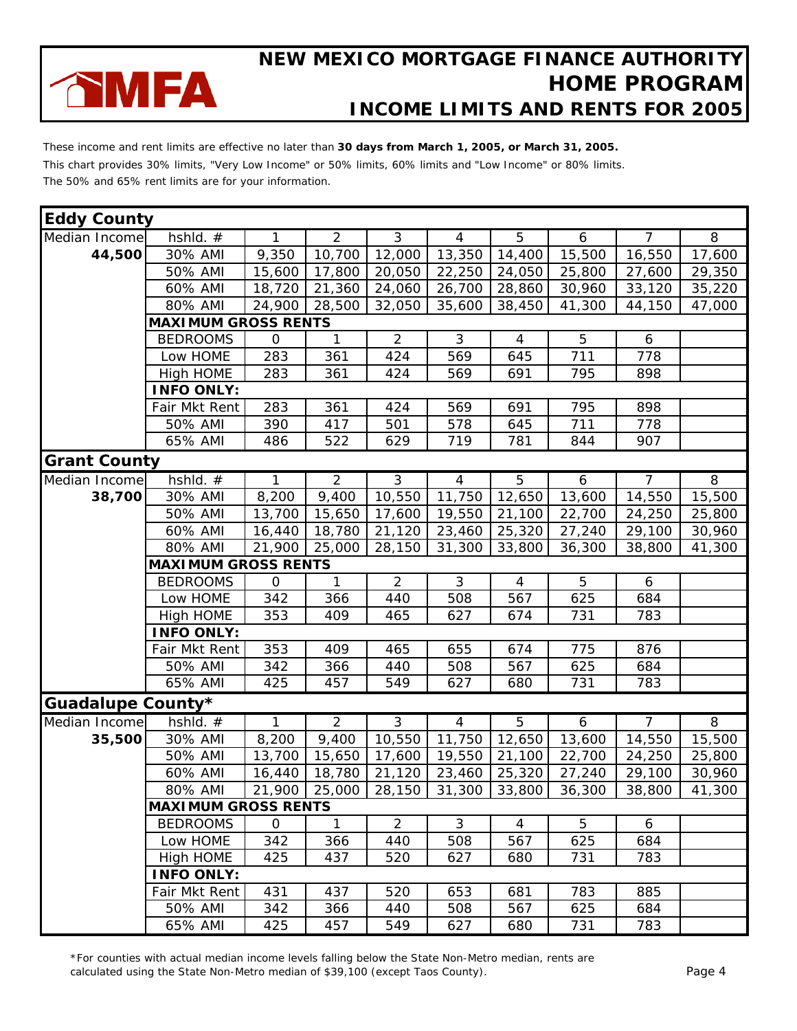# NEW MEXICO MORTGAGE FINANCE AUTHORITY HOME PROGRAM

## INCOME LIMITS AND RENTS FOR 2005

These income and rent limits are effective no later than **30 days from March 1, 2005, or March 31, 2005.**

This chart provides 30% limits, "Very Low Income" or 50% limits, 60% limits and "Low Income" or 80% limits.

The 50% and 65% rent limits are for your information.

### Eddy County

| Median Income | hshld. # | 1 | 2 | 3 | 4 | 5 | 6 | 7 | 8 |
|---|---|---|---|---|---|---|---|---|---|
| **44,500** | 30% AMI | 9,350 | 10,700 | 12,000 | 13,350 | 14,400 | 15,500 | 16,550 | 17,600 |
| | 50% AMI | 15,600 | 17,800 | 20,050 | 22,250 | 24,050 | 25,800 | 27,600 | 29,350 |
| | 60% AMI | 18,720 | 21,360 | 24,060 | 26,700 | 28,860 | 30,960 | 33,120 | 35,220 |
| | 80% AMI | 24,900 | 28,500 | 32,050 | 35,600 | 38,450 | 41,300 | 44,150 | 47,000 |
| | **MAXIMUM GROSS RENTS** | | | | | | | | |
| | BEDROOMS | 0 | 1 | 2 | 3 | 4 | 5 | 6 | |
| | Low HOME | 283 | 361 | 424 | 569 | 645 | 711 | 778 | |
| | High HOME | 283 | 361 | 424 | 569 | 691 | 795 | 898 | |
| | **INFO ONLY:** | | | | | | | | |
| | Fair Mkt Rent | 283 | 361 | 424 | 569 | 691 | 795 | 898 | |
| | 50% AMI | 390 | 417 | 501 | 578 | 645 | 711 | 778 | |
| | 65% AMI | 486 | 522 | 629 | 719 | 781 | 844 | 907 | |

### Grant County

| Median Income | hshld. # | 1 | 2 | 3 | 4 | 5 | 6 | 7 | 8 |
|---|---|---|---|---|---|---|---|---|---|
| **38,700** | 30% AMI | 8,200 | 9,400 | 10,550 | 11,750 | 12,650 | 13,600 | 14,550 | 15,500 |
| | 50% AMI | 13,700 | 15,650 | 17,600 | 19,550 | 21,100 | 22,700 | 24,250 | 25,800 |
| | 60% AMI | 16,440 | 18,780 | 21,120 | 23,460 | 25,320 | 27,240 | 29,100 | 30,960 |
| | 80% AMI | 21,900 | 25,000 | 28,150 | 31,300 | 33,800 | 36,300 | 38,800 | 41,300 |
| | **MAXIMUM GROSS RENTS** | | | | | | | | |
| | BEDROOMS | 0 | 1 | 2 | 3 | 4 | 5 | 6 | |
| | Low HOME | 342 | 366 | 440 | 508 | 567 | 625 | 684 | |
| | High HOME | 353 | 409 | 465 | 627 | 674 | 731 | 783 | |
| | **INFO ONLY:** | | | | | | | | |
| | Fair Mkt Rent | 353 | 409 | 465 | 655 | 674 | 775 | 876 | |
| | 50% AMI | 342 | 366 | 440 | 508 | 567 | 625 | 684 | |
| | 65% AMI | 425 | 457 | 549 | 627 | 680 | 731 | 783 | |

### Guadalupe County*

| Median Income | hshld. # | 1 | 2 | 3 | 4 | 5 | 6 | 7 | 8 |
|---|---|---|---|---|---|---|---|---|---|
| **35,500** | 30% AMI | 8,200 | 9,400 | 10,550 | 11,750 | 12,650 | 13,600 | 14,550 | 15,500 |
| | 50% AMI | 13,700 | 15,650 | 17,600 | 19,550 | 21,100 | 22,700 | 24,250 | 25,800 |
| | 60% AMI | 16,440 | 18,780 | 21,120 | 23,460 | 25,320 | 27,240 | 29,100 | 30,960 |
| | 80% AMI | 21,900 | 25,000 | 28,150 | 31,300 | 33,800 | 36,300 | 38,800 | 41,300 |
| | **MAXIMUM GROSS RENTS** | | | | | | | | |
| | BEDROOMS | 0 | 1 | 2 | 3 | 4 | 5 | 6 | |
| | Low HOME | 342 | 366 | 440 | 508 | 567 | 625 | 684 | |
| | High HOME | 425 | 437 | 520 | 627 | 680 | 731 | 783 | |
| | **INFO ONLY:** | | | | | | | | |
| | Fair Mkt Rent | 431 | 437 | 520 | 653 | 681 | 783 | 885 | |
| | 50% AMI | 342 | 366 | 440 | 508 | 567 | 625 | 684 | |
| | 65% AMI | 425 | 457 | 549 | 627 | 680 | 731 | 783 | |

*For counties with actual median income levels falling below the State Non-Metro median, rents are calculated using the State Non-Metro median of $39,100 (except Taos County).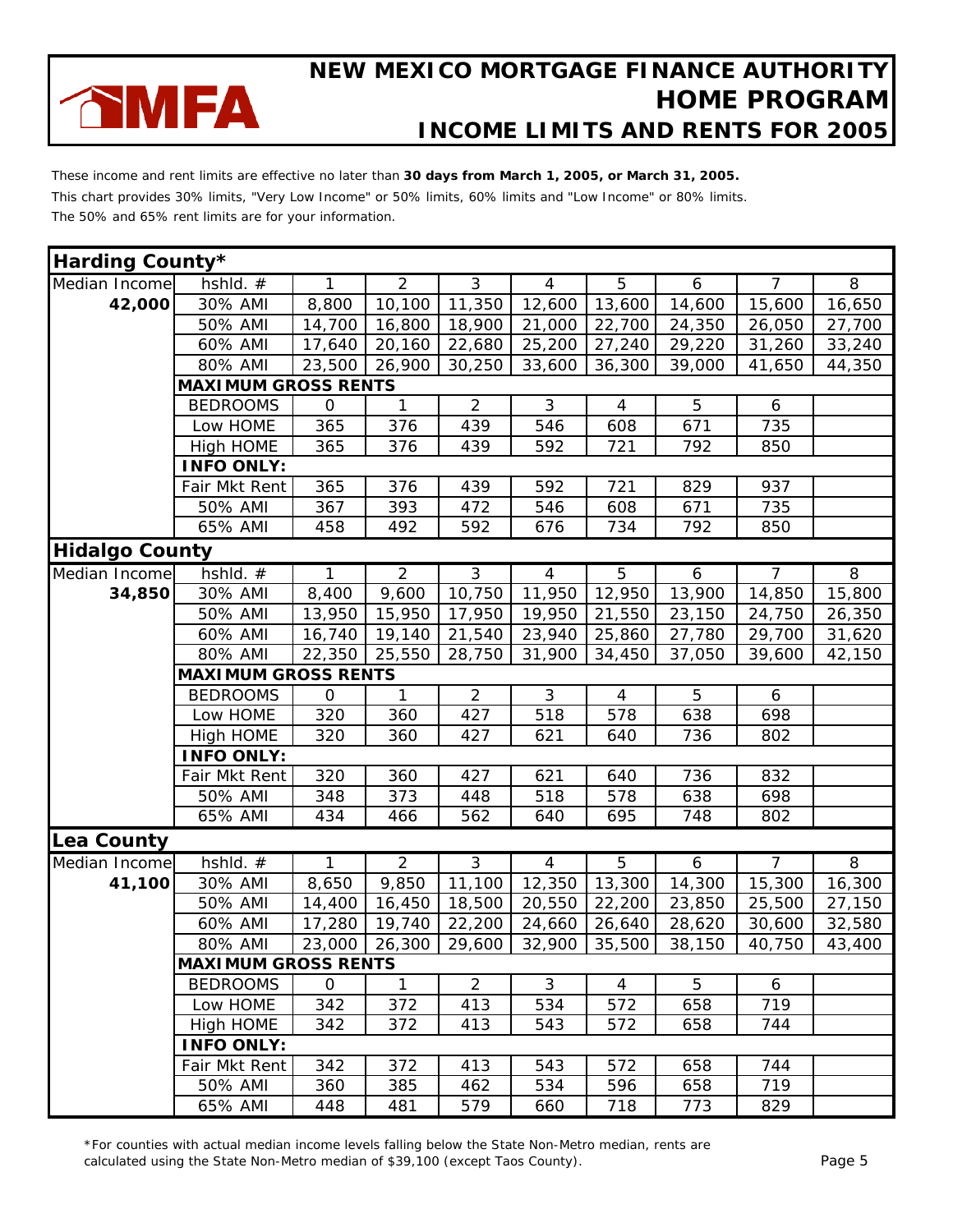# NEW MEXICO MORTGAGE FINANCE AUTHORITY
## HOME PROGRAM
## INCOME LIMITS AND RENTS FOR 2005

These income and rent limits are effective no later than **30 days from March 1, 2005, or March 31, 2005.**

This chart provides 30% limits, "Very Low Income" or 50% limits, 60% limits and "Low Income" or 80% limits.

The 50% and 65% rent limits are for your information.

### Harding County*

| Median Income | hshld. # | 1 | 2 | 3 | 4 | 5 | 6 | 7 | 8 |
|---|---|---|---|---|---|---|---|---|---|
| **42,000** | 30% AMI | 8,800 | 10,100 | 11,350 | 12,600 | 13,600 | 14,600 | 15,600 | 16,650 |
| | 50% AMI | 14,700 | 16,800 | 18,900 | 21,000 | 22,700 | 24,350 | 26,050 | 27,700 |
| | 60% AMI | 17,640 | 20,160 | 22,680 | 25,200 | 27,240 | 29,220 | 31,260 | 33,240 |
| | 80% AMI | 23,500 | 26,900 | 30,250 | 33,600 | 36,300 | 39,000 | 41,650 | 44,350 |
| | **MAXIMUM GROSS RENTS** | | | | | | | | |
| | BEDROOMS | 0 | 1 | 2 | 3 | 4 | 5 | 6 | |
| | Low HOME | 365 | 376 | 439 | 546 | 608 | 671 | 735 | |
| | High HOME | 365 | 376 | 439 | 592 | 721 | 792 | 850 | |
| | **INFO ONLY:** | | | | | | | | |
| | Fair Mkt Rent | 365 | 376 | 439 | 592 | 721 | 829 | 937 | |
| | 50% AMI | 367 | 393 | 472 | 546 | 608 | 671 | 735 | |
| | 65% AMI | 458 | 492 | 592 | 676 | 734 | 792 | 850 | |

### Hidalgo County

| Median Income | hshld. # | 1 | 2 | 3 | 4 | 5 | 6 | 7 | 8 |
|---|---|---|---|---|---|---|---|---|---|
| **34,850** | 30% AMI | 8,400 | 9,600 | 10,750 | 11,950 | 12,950 | 13,900 | 14,850 | 15,800 |
| | 50% AMI | 13,950 | 15,950 | 17,950 | 19,950 | 21,550 | 23,150 | 24,750 | 26,350 |
| | 60% AMI | 16,740 | 19,140 | 21,540 | 23,940 | 25,860 | 27,780 | 29,700 | 31,620 |
| | 80% AMI | 22,350 | 25,550 | 28,750 | 31,900 | 34,450 | 37,050 | 39,600 | 42,150 |
| | **MAXIMUM GROSS RENTS** | | | | | | | | |
| | BEDROOMS | 0 | 1 | 2 | 3 | 4 | 5 | 6 | |
| | Low HOME | 320 | 360 | 427 | 518 | 578 | 638 | 698 | |
| | High HOME | 320 | 360 | 427 | 621 | 640 | 736 | 802 | |
| | **INFO ONLY:** | | | | | | | | |
| | Fair Mkt Rent | 320 | 360 | 427 | 621 | 640 | 736 | 832 | |
| | 50% AMI | 348 | 373 | 448 | 518 | 578 | 638 | 698 | |
| | 65% AMI | 434 | 466 | 562 | 640 | 695 | 748 | 802 | |

### Lea County

| Median Income | hshld. # | 1 | 2 | 3 | 4 | 5 | 6 | 7 | 8 |
|---|---|---|---|---|---|---|---|---|---|
| **41,100** | 30% AMI | 8,650 | 9,850 | 11,100 | 12,350 | 13,300 | 14,300 | 15,300 | 16,300 |
| | 50% AMI | 14,400 | 16,450 | 18,500 | 20,550 | 22,200 | 23,850 | 25,500 | 27,150 |
| | 60% AMI | 17,280 | 19,740 | 22,200 | 24,660 | 26,640 | 28,620 | 30,600 | 32,580 |
| | 80% AMI | 23,000 | 26,300 | 29,600 | 32,900 | 35,500 | 38,150 | 40,750 | 43,400 |
| | **MAXIMUM GROSS RENTS** | | | | | | | | |
| | BEDROOMS | 0 | 1 | 2 | 3 | 4 | 5 | 6 | |
| | Low HOME | 342 | 372 | 413 | 534 | 572 | 658 | 719 | |
| | High HOME | 342 | 372 | 413 | 543 | 572 | 658 | 744 | |
| | **INFO ONLY:** | | | | | | | | |
| | Fair Mkt Rent | 342 | 372 | 413 | 543 | 572 | 658 | 744 | |
| | 50% AMI | 360 | 385 | 462 | 534 | 596 | 658 | 719 | |
| | 65% AMI | 448 | 481 | 579 | 660 | 718 | 773 | 829 | |

*For counties with actual median income levels falling below the State Non-Metro median, rents are calculated using the State Non-Metro median of $39,100 (except Taos County).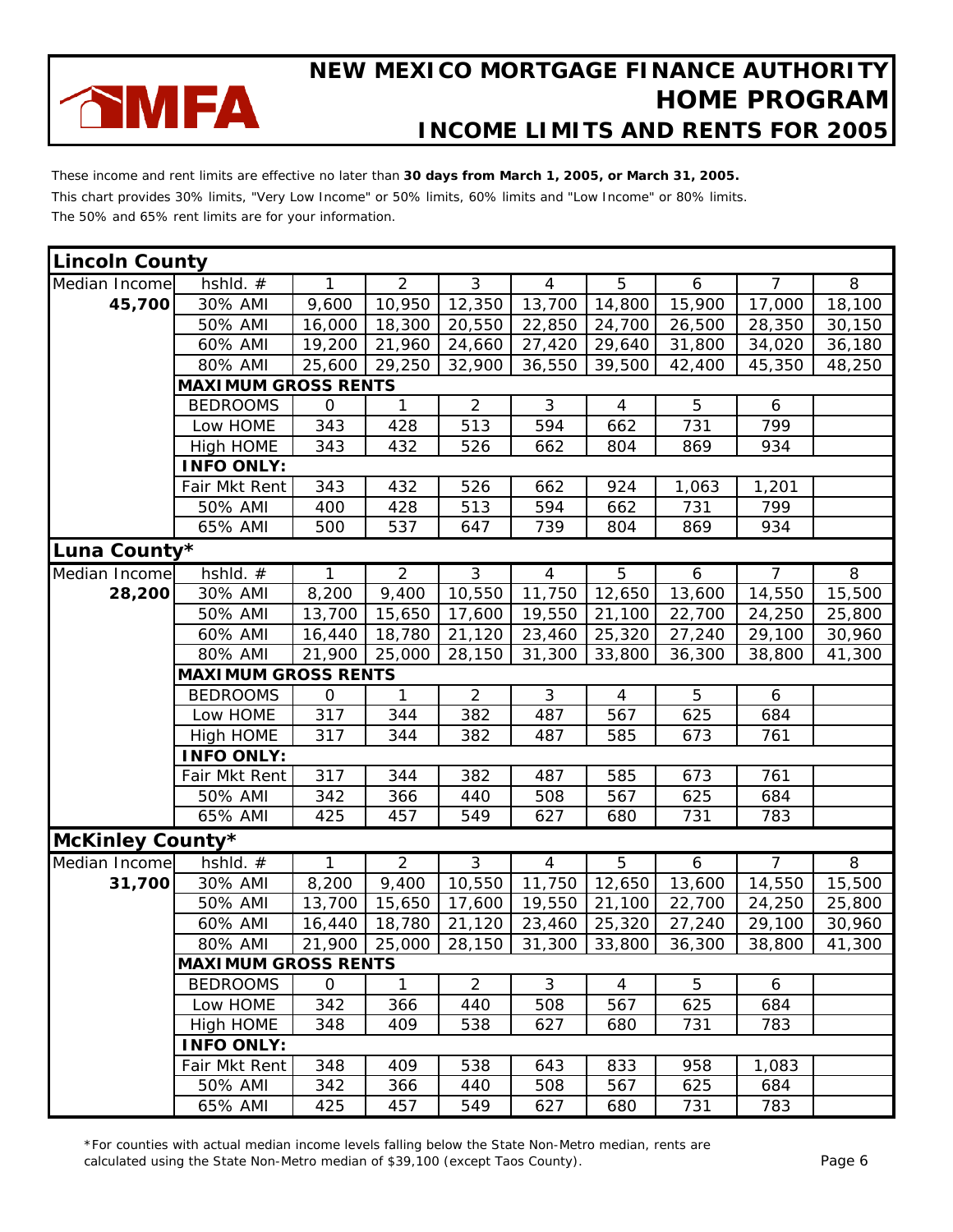# NEW MEXICO MORTGAGE FINANCE AUTHORITY
# HOME PROGRAM
## INCOME LIMITS AND RENTS FOR 2005

These income and rent limits are effective no later than **30 days from March 1, 2005, or March 31, 2005.**

This chart provides 30% limits, "Very Low Income" or 50% limits, 60% limits and "Low Income" or 80% limits.

The 50% and 65% rent limits are for your information.

## Lincoln County

| Median Income | hshld. # | 1 | 2 | 3 | 4 | 5 | 6 | 7 | 8 |
|---|---|---|---|---|---|---|---|---|---|
| 45,700 | 30% AMI | 9,600 | 10,950 | 12,350 | 13,700 | 14,800 | 15,900 | 17,000 | 18,100 |
| | 50% AMI | 16,000 | 18,300 | 20,550 | 22,850 | 24,700 | 26,500 | 28,350 | 30,150 |
| | 60% AMI | 19,200 | 21,960 | 24,660 | 27,420 | 29,640 | 31,800 | 34,020 | 36,180 |
| | 80% AMI | 25,600 | 29,250 | 32,900 | 36,550 | 39,500 | 42,400 | 45,350 | 48,250 |
| | **MAXIMUM GROSS RENTS** | | | | | | | | |
| | BEDROOMS | 0 | 1 | 2 | 3 | 4 | 5 | 6 | |
| | Low HOME | 343 | 428 | 513 | 594 | 662 | 731 | 799 | |
| | High HOME | 343 | 432 | 526 | 662 | 804 | 869 | 934 | |
| | **INFO ONLY:** | | | | | | | | |
| | Fair Mkt Rent | 343 | 432 | 526 | 662 | 924 | 1,063 | 1,201 | |
| | 50% AMI | 400 | 428 | 513 | 594 | 662 | 731 | 799 | |
| | 65% AMI | 500 | 537 | 647 | 739 | 804 | 869 | 934 | |

## Luna County*

| Median Income | hshld. # | 1 | 2 | 3 | 4 | 5 | 6 | 7 | 8 |
|---|---|---|---|---|---|---|---|---|---|
| 28,200 | 30% AMI | 8,200 | 9,400 | 10,550 | 11,750 | 12,650 | 13,600 | 14,550 | 15,500 |
| | 50% AMI | 13,700 | 15,650 | 17,600 | 19,550 | 21,100 | 22,700 | 24,250 | 25,800 |
| | 60% AMI | 16,440 | 18,780 | 21,120 | 23,460 | 25,320 | 27,240 | 29,100 | 30,960 |
| | 80% AMI | 21,900 | 25,000 | 28,150 | 31,300 | 33,800 | 36,300 | 38,800 | 41,300 |
| | **MAXIMUM GROSS RENTS** | | | | | | | | |
| | BEDROOMS | 0 | 1 | 2 | 3 | 4 | 5 | 6 | |
| | Low HOME | 317 | 344 | 382 | 487 | 567 | 625 | 684 | |
| | High HOME | 317 | 344 | 382 | 487 | 585 | 673 | 761 | |
| | **INFO ONLY:** | | | | | | | | |
| | Fair Mkt Rent | 317 | 344 | 382 | 487 | 585 | 673 | 761 | |
| | 50% AMI | 342 | 366 | 440 | 508 | 567 | 625 | 684 | |
| | 65% AMI | 425 | 457 | 549 | 627 | 680 | 731 | 783 | |

## McKinley County*

| Median Income | hshld. # | 1 | 2 | 3 | 4 | 5 | 6 | 7 | 8 |
|---|---|---|---|---|---|---|---|---|---|
| 31,700 | 30% AMI | 8,200 | 9,400 | 10,550 | 11,750 | 12,650 | 13,600 | 14,550 | 15,500 |
| | 50% AMI | 13,700 | 15,650 | 17,600 | 19,550 | 21,100 | 22,700 | 24,250 | 25,800 |
| | 60% AMI | 16,440 | 18,780 | 21,120 | 23,460 | 25,320 | 27,240 | 29,100 | 30,960 |
| | 80% AMI | 21,900 | 25,000 | 28,150 | 31,300 | 33,800 | 36,300 | 38,800 | 41,300 |
| | **MAXIMUM GROSS RENTS** | | | | | | | | |
| | BEDROOMS | 0 | 1 | 2 | 3 | 4 | 5 | 6 | |
| | Low HOME | 342 | 366 | 440 | 508 | 567 | 625 | 684 | |
| | High HOME | 348 | 409 | 538 | 627 | 680 | 731 | 783 | |
| | **INFO ONLY:** | | | | | | | | |
| | Fair Mkt Rent | 348 | 409 | 538 | 643 | 833 | 958 | 1,083 | |
| | 50% AMI | 342 | 366 | 440 | 508 | 567 | 625 | 684 | |
| | 65% AMI | 425 | 457 | 549 | 627 | 680 | 731 | 783 | |

*For counties with actual median income levels falling below the State Non-Metro median, rents are calculated using the State Non-Metro median of $39,100 (except Taos County).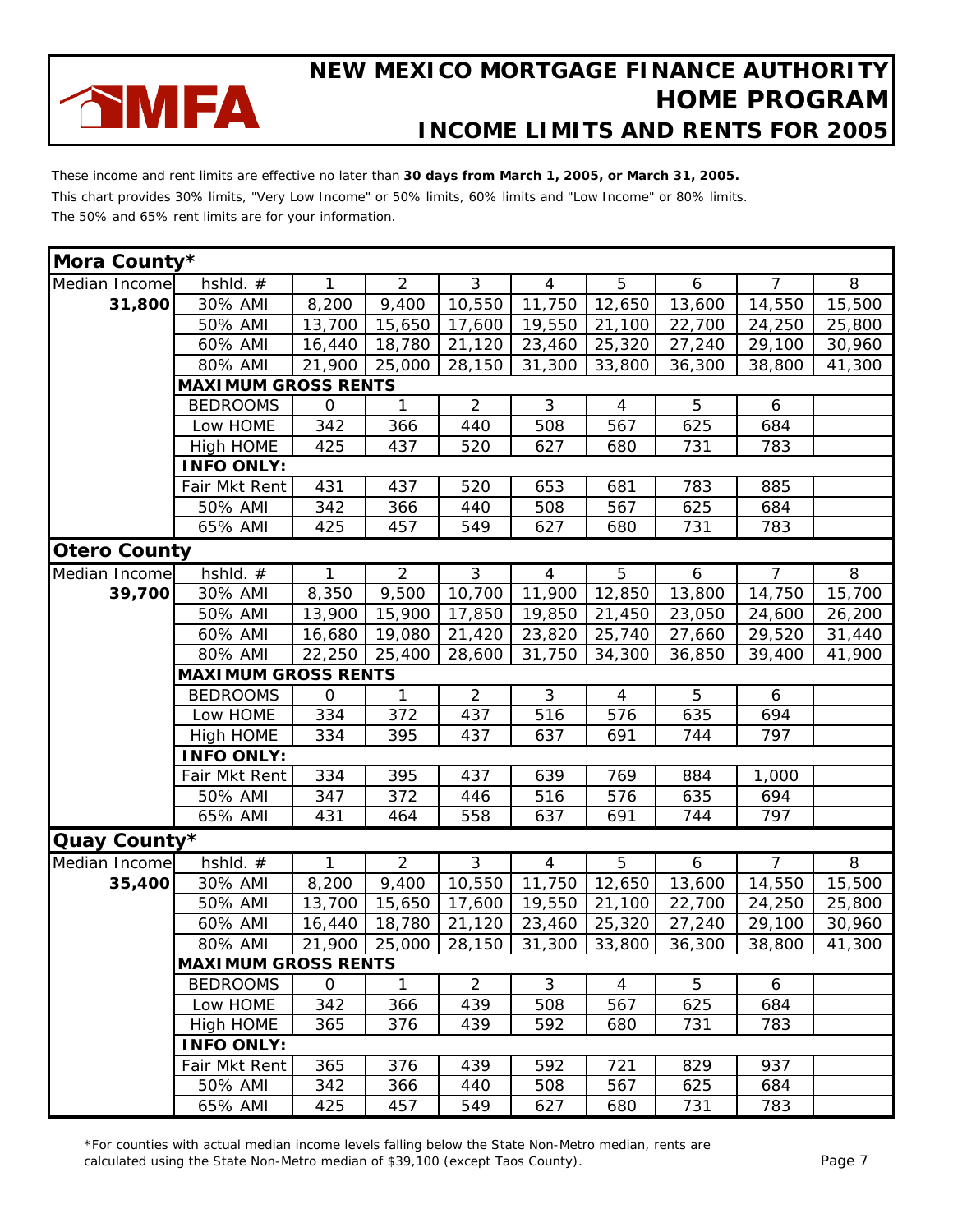# NEW MEXICO MORTGAGE FINANCE AUTHORITY HOME PROGRAM

## INCOME LIMITS AND RENTS FOR 2005

These income and rent limits are effective no later than **30 days from March 1, 2005, or March 31, 2005.**

This chart provides 30% limits, "Very Low Income" or 50% limits, 60% limits and "Low Income" or 80% limits.

The 50% and 65% rent limits are for your information.

| Mora County* | | | | | | | | | |
|---|---|---|---|---|---|---|---|---|---|
| Median Income | hshld. # | 1 | 2 | 3 | 4 | 5 | 6 | 7 | 8 |
| **31,800** | 30% AMI | 8,200 | 9,400 | 10,550 | 11,750 | 12,650 | 13,600 | 14,550 | 15,500 |
| | 50% AMI | 13,700 | 15,650 | 17,600 | 19,550 | 21,100 | 22,700 | 24,250 | 25,800 |
| | 60% AMI | 16,440 | 18,780 | 21,120 | 23,460 | 25,320 | 27,240 | 29,100 | 30,960 |
| | 80% AMI | 21,900 | 25,000 | 28,150 | 31,300 | 33,800 | 36,300 | 38,800 | 41,300 |
| | **MAXIMUM GROSS RENTS** | | | | | | | | |
| | BEDROOMS | 0 | 1 | 2 | 3 | 4 | 5 | 6 | |
| | Low HOME | 342 | 366 | 440 | 508 | 567 | 625 | 684 | |
| | High HOME | 425 | 437 | 520 | 627 | 680 | 731 | 783 | |
| | **INFO ONLY:** | | | | | | | | |
| | Fair Mkt Rent | 431 | 437 | 520 | 653 | 681 | 783 | 885 | |
| | 50% AMI | 342 | 366 | 440 | 508 | 567 | 625 | 684 | |
| | 65% AMI | 425 | 457 | 549 | 627 | 680 | 731 | 783 | |
| **Otero County** | | | | | | | | | |
| Median Income | hshld. # | 1 | 2 | 3 | 4 | 5 | 6 | 7 | 8 |
| **39,700** | 30% AMI | 8,350 | 9,500 | 10,700 | 11,900 | 12,850 | 13,800 | 14,750 | 15,700 |
| | 50% AMI | 13,900 | 15,900 | 17,850 | 19,850 | 21,450 | 23,050 | 24,600 | 26,200 |
| | 60% AMI | 16,680 | 19,080 | 21,420 | 23,820 | 25,740 | 27,660 | 29,520 | 31,440 |
| | 80% AMI | 22,250 | 25,400 | 28,600 | 31,750 | 34,300 | 36,850 | 39,400 | 41,900 |
| | **MAXIMUM GROSS RENTS** | | | | | | | | |
| | BEDROOMS | 0 | 1 | 2 | 3 | 4 | 5 | 6 | |
| | Low HOME | 334 | 372 | 437 | 516 | 576 | 635 | 694 | |
| | High HOME | 334 | 395 | 437 | 637 | 691 | 744 | 797 | |
| | **INFO ONLY:** | | | | | | | | |
| | Fair Mkt Rent | 334 | 395 | 437 | 639 | 769 | 884 | 1,000 | |
| | 50% AMI | 347 | 372 | 446 | 516 | 576 | 635 | 694 | |
| | 65% AMI | 431 | 464 | 558 | 637 | 691 | 744 | 797 | |
| **Quay County*** | | | | | | | | | |
| Median Income | hshld. # | 1 | 2 | 3 | 4 | 5 | 6 | 7 | 8 |
| **35,400** | 30% AMI | 8,200 | 9,400 | 10,550 | 11,750 | 12,650 | 13,600 | 14,550 | 15,500 |
| | 50% AMI | 13,700 | 15,650 | 17,600 | 19,550 | 21,100 | 22,700 | 24,250 | 25,800 |
| | 60% AMI | 16,440 | 18,780 | 21,120 | 23,460 | 25,320 | 27,240 | 29,100 | 30,960 |
| | 80% AMI | 21,900 | 25,000 | 28,150 | 31,300 | 33,800 | 36,300 | 38,800 | 41,300 |
| | **MAXIMUM GROSS RENTS** | | | | | | | | |
| | BEDROOMS | 0 | 1 | 2 | 3 | 4 | 5 | 6 | |
| | Low HOME | 342 | 366 | 439 | 508 | 567 | 625 | 684 | |
| | High HOME | 365 | 376 | 439 | 592 | 680 | 731 | 783 | |
| | **INFO ONLY:** | | | | | | | | |
| | Fair Mkt Rent | 365 | 376 | 439 | 592 | 721 | 829 | 937 | |
| | 50% AMI | 342 | 366 | 440 | 508 | 567 | 625 | 684 | |
| | 65% AMI | 425 | 457 | 549 | 627 | 680 | 731 | 783 | |

*For counties with actual median income levels falling below the State Non-Metro median, rents are calculated using the State Non-Metro median of $39,100 (except Taos County).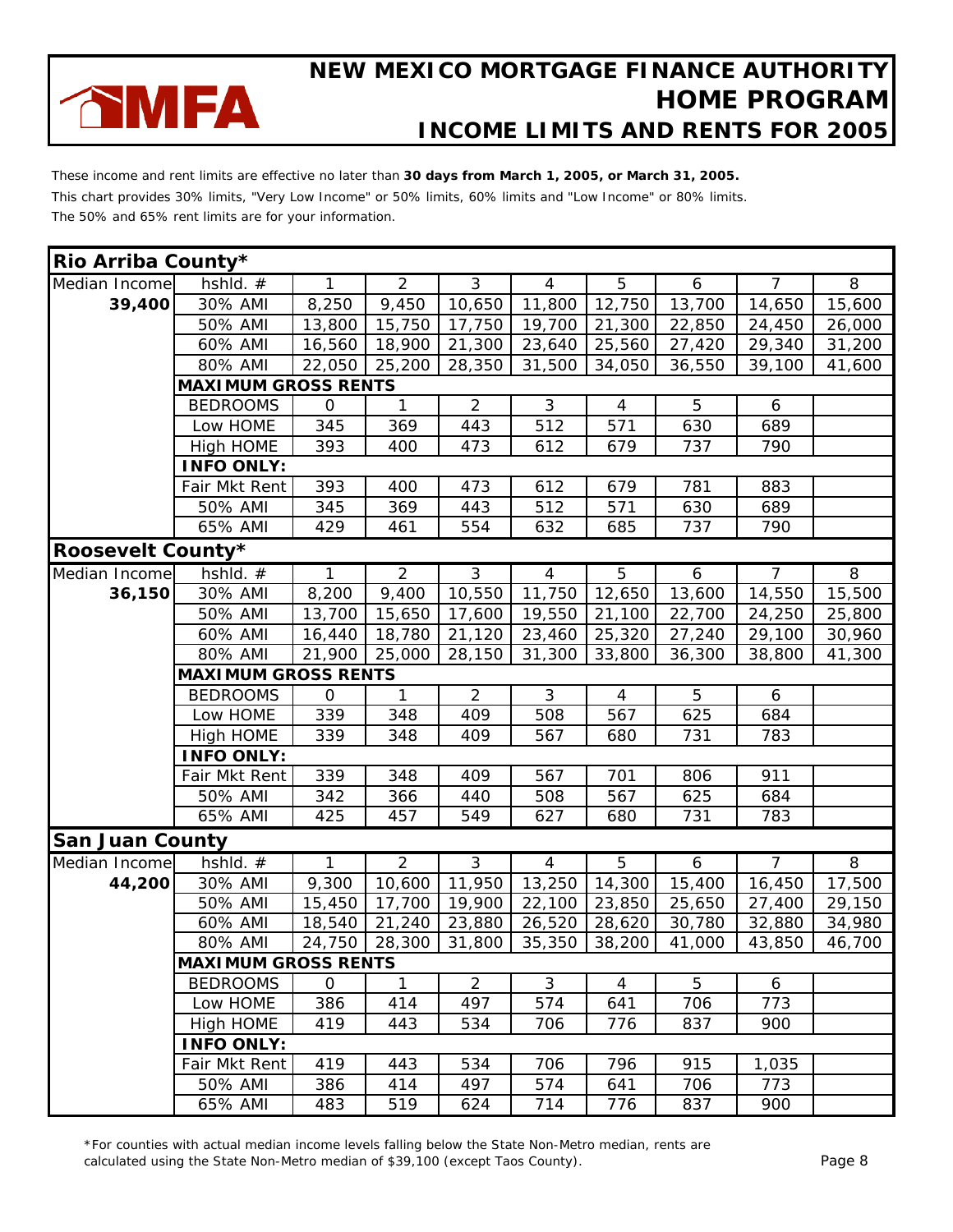# NEW MEXICO MORTGAGE FINANCE AUTHORITY HOME PROGRAM

## INCOME LIMITS AND RENTS FOR 2005

These income and rent limits are effective no later than **30 days from March 1, 2005, or March 31, 2005.**

This chart provides 30% limits, "Very Low Income" or 50% limits, 60% limits and "Low Income" or 80% limits.

The 50% and 65% rent limits are for your information.

### Rio Arriba County*

| Median Income | hshld. # | 1 | 2 | 3 | 4 | 5 | 6 | 7 | 8 |
|---|---|---|---|---|---|---|---|---|---|
| **39,400** | 30% AMI | 8,250 | 9,450 | 10,650 | 11,800 | 12,750 | 13,700 | 14,650 | 15,600 |
| | 50% AMI | 13,800 | 15,750 | 17,750 | 19,700 | 21,300 | 22,850 | 24,450 | 26,000 |
| | 60% AMI | 16,560 | 18,900 | 21,300 | 23,640 | 25,560 | 27,420 | 29,340 | 31,200 |
| | 80% AMI | 22,050 | 25,200 | 28,350 | 31,500 | 34,050 | 36,550 | 39,100 | 41,600 |
| | **MAXIMUM GROSS RENTS** | | | | | | | | |
| | BEDROOMS | 0 | 1 | 2 | 3 | 4 | 5 | 6 | |
| | Low HOME | 345 | 369 | 443 | 512 | 571 | 630 | 689 | |
| | High HOME | 393 | 400 | 473 | 612 | 679 | 737 | 790 | |
| | **INFO ONLY:** | | | | | | | | |
| | Fair Mkt Rent | 393 | 400 | 473 | 612 | 679 | 781 | 883 | |
| | 50% AMI | 345 | 369 | 443 | 512 | 571 | 630 | 689 | |
| | 65% AMI | 429 | 461 | 554 | 632 | 685 | 737 | 790 | |

### Roosevelt County*

| Median Income | hshld. # | 1 | 2 | 3 | 4 | 5 | 6 | 7 | 8 |
|---|---|---|---|---|---|---|---|---|---|
| **36,150** | 30% AMI | 8,200 | 9,400 | 10,550 | 11,750 | 12,650 | 13,600 | 14,550 | 15,500 |
| | 50% AMI | 13,700 | 15,650 | 17,600 | 19,550 | 21,100 | 22,700 | 24,250 | 25,800 |
| | 60% AMI | 16,440 | 18,780 | 21,120 | 23,460 | 25,320 | 27,240 | 29,100 | 30,960 |
| | 80% AMI | 21,900 | 25,000 | 28,150 | 31,300 | 33,800 | 36,300 | 38,800 | 41,300 |
| | **MAXIMUM GROSS RENTS** | | | | | | | | |
| | BEDROOMS | 0 | 1 | 2 | 3 | 4 | 5 | 6 | |
| | Low HOME | 339 | 348 | 409 | 508 | 567 | 625 | 684 | |
| | High HOME | 339 | 348 | 409 | 567 | 680 | 731 | 783 | |
| | **INFO ONLY:** | | | | | | | | |
| | Fair Mkt Rent | 339 | 348 | 409 | 567 | 701 | 806 | 911 | |
| | 50% AMI | 342 | 366 | 440 | 508 | 567 | 625 | 684 | |
| | 65% AMI | 425 | 457 | 549 | 627 | 680 | 731 | 783 | |

### San Juan County

| Median Income | hshld. # | 1 | 2 | 3 | 4 | 5 | 6 | 7 | 8 |
|---|---|---|---|---|---|---|---|---|---|
| **44,200** | 30% AMI | 9,300 | 10,600 | 11,950 | 13,250 | 14,300 | 15,400 | 16,450 | 17,500 |
| | 50% AMI | 15,450 | 17,700 | 19,900 | 22,100 | 23,850 | 25,650 | 27,400 | 29,150 |
| | 60% AMI | 18,540 | 21,240 | 23,880 | 26,520 | 28,620 | 30,780 | 32,880 | 34,980 |
| | 80% AMI | 24,750 | 28,300 | 31,800 | 35,350 | 38,200 | 41,000 | 43,850 | 46,700 |
| | **MAXIMUM GROSS RENTS** | | | | | | | | |
| | BEDROOMS | 0 | 1 | 2 | 3 | 4 | 5 | 6 | |
| | Low HOME | 386 | 414 | 497 | 574 | 641 | 706 | 773 | |
| | High HOME | 419 | 443 | 534 | 706 | 776 | 837 | 900 | |
| | **INFO ONLY:** | | | | | | | | |
| | Fair Mkt Rent | 419 | 443 | 534 | 706 | 796 | 915 | 1,035 | |
| | 50% AMI | 386 | 414 | 497 | 574 | 641 | 706 | 773 | |
| | 65% AMI | 483 | 519 | 624 | 714 | 776 | 837 | 900 | |

*For counties with actual median income levels falling below the State Non-Metro median, rents are calculated using the State Non-Metro median of $39,100 (except Taos County).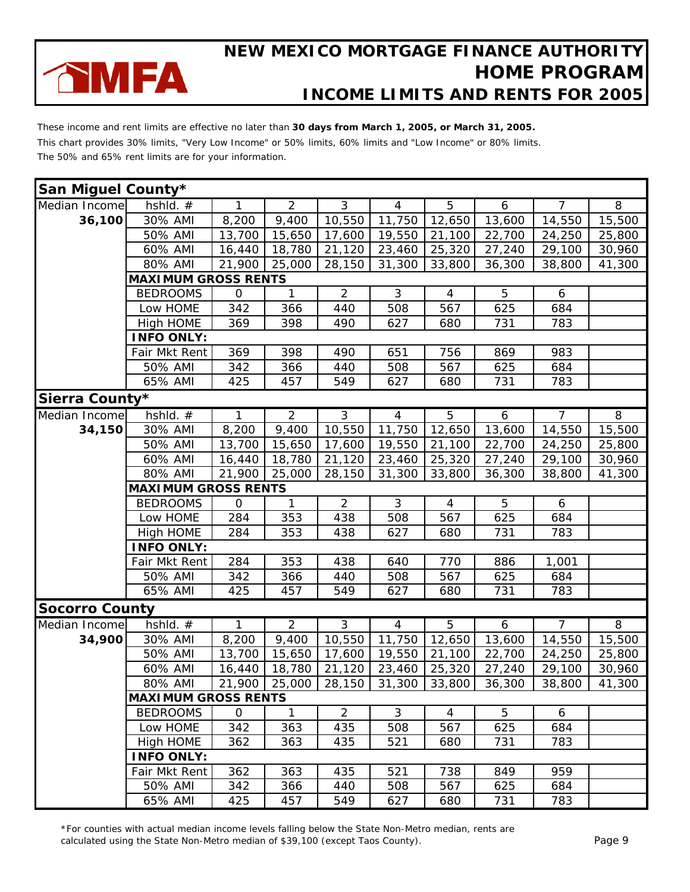# NEW MEXICO MORTGAGE FINANCE AUTHORITY HOME PROGRAM

## INCOME LIMITS AND RENTS FOR 2005

These income and rent limits are effective no later than **30 days from March 1, 2005, or March 31, 2005.**

This chart provides 30% limits, "Very Low Income" or 50% limits, 60% limits and "Low Income" or 80% limits.

The 50% and 65% rent limits are for your information.

### San Miguel County*

| Median Income | hshld. # | 1 | 2 | 3 | 4 | 5 | 6 | 7 | 8 |
|---|---|---|---|---|---|---|---|---|---|
| 36,100 | 30% AMI | 8,200 | 9,400 | 10,550 | 11,750 | 12,650 | 13,600 | 14,550 | 15,500 |
| | 50% AMI | 13,700 | 15,650 | 17,600 | 19,550 | 21,100 | 22,700 | 24,250 | 25,800 |
| | 60% AMI | 16,440 | 18,780 | 21,120 | 23,460 | 25,320 | 27,240 | 29,100 | 30,960 |
| | 80% AMI | 21,900 | 25,000 | 28,150 | 31,300 | 33,800 | 36,300 | 38,800 | 41,300 |
| | **MAXIMUM GROSS RENTS** | | | | | | | | |
| | BEDROOMS | 0 | 1 | 2 | 3 | 4 | 5 | 6 | |
| | Low HOME | 342 | 366 | 440 | 508 | 567 | 625 | 684 | |
| | High HOME | 369 | 398 | 490 | 627 | 680 | 731 | 783 | |
| | **INFO ONLY:** | | | | | | | | |
| | Fair Mkt Rent | 369 | 398 | 490 | 651 | 756 | 869 | 983 | |
| | 50% AMI | 342 | 366 | 440 | 508 | 567 | 625 | 684 | |
| | 65% AMI | 425 | 457 | 549 | 627 | 680 | 731 | 783 | |

### Sierra County*

| Median Income | hshld. # | 1 | 2 | 3 | 4 | 5 | 6 | 7 | 8 |
|---|---|---|---|---|---|---|---|---|---|
| 34,150 | 30% AMI | 8,200 | 9,400 | 10,550 | 11,750 | 12,650 | 13,600 | 14,550 | 15,500 |
| | 50% AMI | 13,700 | 15,650 | 17,600 | 19,550 | 21,100 | 22,700 | 24,250 | 25,800 |
| | 60% AMI | 16,440 | 18,780 | 21,120 | 23,460 | 25,320 | 27,240 | 29,100 | 30,960 |
| | 80% AMI | 21,900 | 25,000 | 28,150 | 31,300 | 33,800 | 36,300 | 38,800 | 41,300 |
| | **MAXIMUM GROSS RENTS** | | | | | | | | |
| | BEDROOMS | 0 | 1 | 2 | 3 | 4 | 5 | 6 | |
| | Low HOME | 284 | 353 | 438 | 508 | 567 | 625 | 684 | |
| | High HOME | 284 | 353 | 438 | 627 | 680 | 731 | 783 | |
| | **INFO ONLY:** | | | | | | | | |
| | Fair Mkt Rent | 284 | 353 | 438 | 640 | 770 | 886 | 1,001 | |
| | 50% AMI | 342 | 366 | 440 | 508 | 567 | 625 | 684 | |
| | 65% AMI | 425 | 457 | 549 | 627 | 680 | 731 | 783 | |

### Socorro County

| Median Income | hshld. # | 1 | 2 | 3 | 4 | 5 | 6 | 7 | 8 |
|---|---|---|---|---|---|---|---|---|---|
| 34,900 | 30% AMI | 8,200 | 9,400 | 10,550 | 11,750 | 12,650 | 13,600 | 14,550 | 15,500 |
| | 50% AMI | 13,700 | 15,650 | 17,600 | 19,550 | 21,100 | 22,700 | 24,250 | 25,800 |
| | 60% AMI | 16,440 | 18,780 | 21,120 | 23,460 | 25,320 | 27,240 | 29,100 | 30,960 |
| | 80% AMI | 21,900 | 25,000 | 28,150 | 31,300 | 33,800 | 36,300 | 38,800 | 41,300 |
| | **MAXIMUM GROSS RENTS** | | | | | | | | |
| | BEDROOMS | 0 | 1 | 2 | 3 | 4 | 5 | 6 | |
| | Low HOME | 342 | 363 | 435 | 508 | 567 | 625 | 684 | |
| | High HOME | 362 | 363 | 435 | 521 | 680 | 731 | 783 | |
| | **INFO ONLY:** | | | | | | | | |
| | Fair Mkt Rent | 362 | 363 | 435 | 521 | 738 | 849 | 959 | |
| | 50% AMI | 342 | 366 | 440 | 508 | 567 | 625 | 684 | |
| | 65% AMI | 425 | 457 | 549 | 627 | 680 | 731 | 783 | |

*For counties with actual median income levels falling below the State Non-Metro median, rents are calculated using the State Non-Metro median of $39,100 (except Taos County).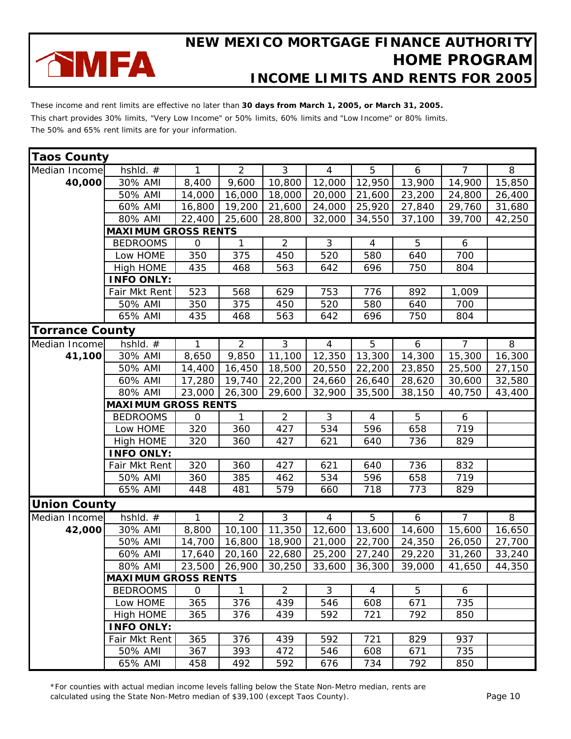# NEW MEXICO MORTGAGE FINANCE AUTHORITY HOME PROGRAM
## INCOME LIMITS AND RENTS FOR 2005

These income and rent limits are effective no later than **30 days from March 1, 2005, or March 31, 2005.**

This chart provides 30% limits, "Very Low Income" or 50% limits, 60% limits and "Low Income" or 80% limits.

The 50% and 65% rent limits are for your information.

| **Taos County** | | | | | | | | | |
|---|---|---|---|---|---|---|---|---|---|
| Median Income | hshld. # | 1 | 2 | 3 | 4 | 5 | 6 | 7 | 8 |
| **40,000** | 30% AMI | 8,400 | 9,600 | 10,800 | 12,000 | 12,950 | 13,900 | 14,900 | 15,850 |
| | 50% AMI | 14,000 | 16,000 | 18,000 | 20,000 | 21,600 | 23,200 | 24,800 | 26,400 |
| | 60% AMI | 16,800 | 19,200 | 21,600 | 24,000 | 25,920 | 27,840 | 29,760 | 31,680 |
| | 80% AMI | 22,400 | 25,600 | 28,800 | 32,000 | 34,550 | 37,100 | 39,700 | 42,250 |
| | **MAXIMUM GROSS RENTS** | | | | | | | | |
| | BEDROOMS | 0 | 1 | 2 | 3 | 4 | 5 | 6 | |
| | Low HOME | 350 | 375 | 450 | 520 | 580 | 640 | 700 | |
| | High HOME | 435 | 468 | 563 | 642 | 696 | 750 | 804 | |
| | **INFO ONLY:** | | | | | | | | |
| | Fair Mkt Rent | 523 | 568 | 629 | 753 | 776 | 892 | 1,009 | |
| | 50% AMI | 350 | 375 | 450 | 520 | 580 | 640 | 700 | |
| | 65% AMI | 435 | 468 | 563 | 642 | 696 | 750 | 804 | |
| **Torrance County** | | | | | | | | | |
| Median Income | hshld. # | 1 | 2 | 3 | 4 | 5 | 6 | 7 | 8 |
| **41,100** | 30% AMI | 8,650 | 9,850 | 11,100 | 12,350 | 13,300 | 14,300 | 15,300 | 16,300 |
| | 50% AMI | 14,400 | 16,450 | 18,500 | 20,550 | 22,200 | 23,850 | 25,500 | 27,150 |
| | 60% AMI | 17,280 | 19,740 | 22,200 | 24,660 | 26,640 | 28,620 | 30,600 | 32,580 |
| | 80% AMI | 23,000 | 26,300 | 29,600 | 32,900 | 35,500 | 38,150 | 40,750 | 43,400 |
| | **MAXIMUM GROSS RENTS** | | | | | | | | |
| | BEDROOMS | 0 | 1 | 2 | 3 | 4 | 5 | 6 | |
| | Low HOME | 320 | 360 | 427 | 534 | 596 | 658 | 719 | |
| | High HOME | 320 | 360 | 427 | 621 | 640 | 736 | 829 | |
| | **INFO ONLY:** | | | | | | | | |
| | Fair Mkt Rent | 320 | 360 | 427 | 621 | 640 | 736 | 832 | |
| | 50% AMI | 360 | 385 | 462 | 534 | 596 | 658 | 719 | |
| | 65% AMI | 448 | 481 | 579 | 660 | 718 | 773 | 829 | |
| **Union County** | | | | | | | | | |
| Median Income | hshld. # | 1 | 2 | 3 | 4 | 5 | 6 | 7 | 8 |
| **42,000** | 30% AMI | 8,800 | 10,100 | 11,350 | 12,600 | 13,600 | 14,600 | 15,600 | 16,650 |
| | 50% AMI | 14,700 | 16,800 | 18,900 | 21,000 | 22,700 | 24,350 | 26,050 | 27,700 |
| | 60% AMI | 17,640 | 20,160 | 22,680 | 25,200 | 27,240 | 29,220 | 31,260 | 33,240 |
| | 80% AMI | 23,500 | 26,900 | 30,250 | 33,600 | 36,300 | 39,000 | 41,650 | 44,350 |
| | **MAXIMUM GROSS RENTS** | | | | | | | | |
| | BEDROOMS | 0 | 1 | 2 | 3 | 4 | 5 | 6 | |
| | Low HOME | 365 | 376 | 439 | 546 | 608 | 671 | 735 | |
| | High HOME | 365 | 376 | 439 | 592 | 721 | 792 | 850 | |
| | **INFO ONLY:** | | | | | | | | |
| | Fair Mkt Rent | 365 | 376 | 439 | 592 | 721 | 829 | 937 | |
| | 50% AMI | 367 | 393 | 472 | 546 | 608 | 671 | 735 | |
| | 65% AMI | 458 | 492 | 592 | 676 | 734 | 792 | 850 | |

*For counties with actual median income levels falling below the State Non-Metro median, rents are calculated using the State Non-Metro median of $39,100 (except Taos County).